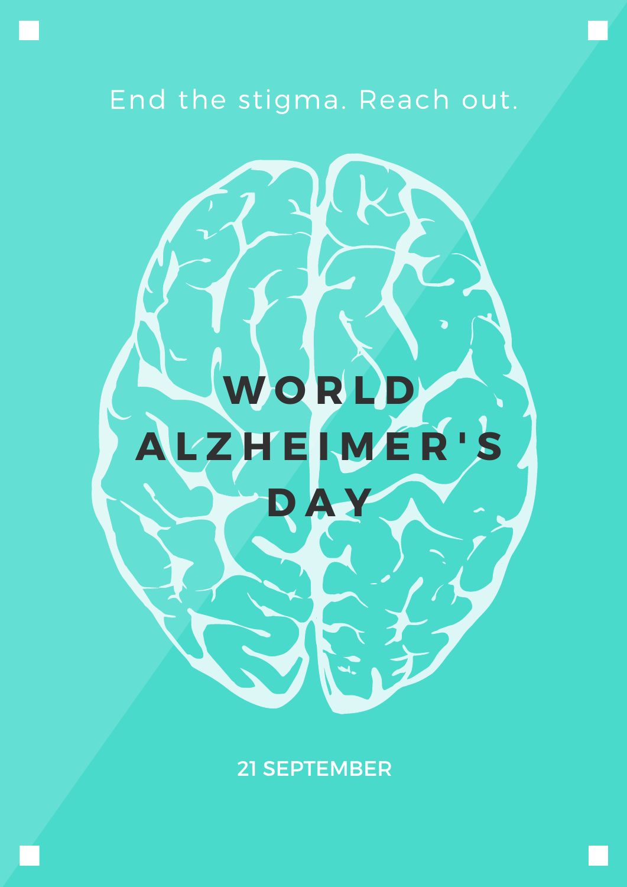End the stigma. Reach out.

# WORLD ALZHEIMER'S DAY

21 SEPTEMBER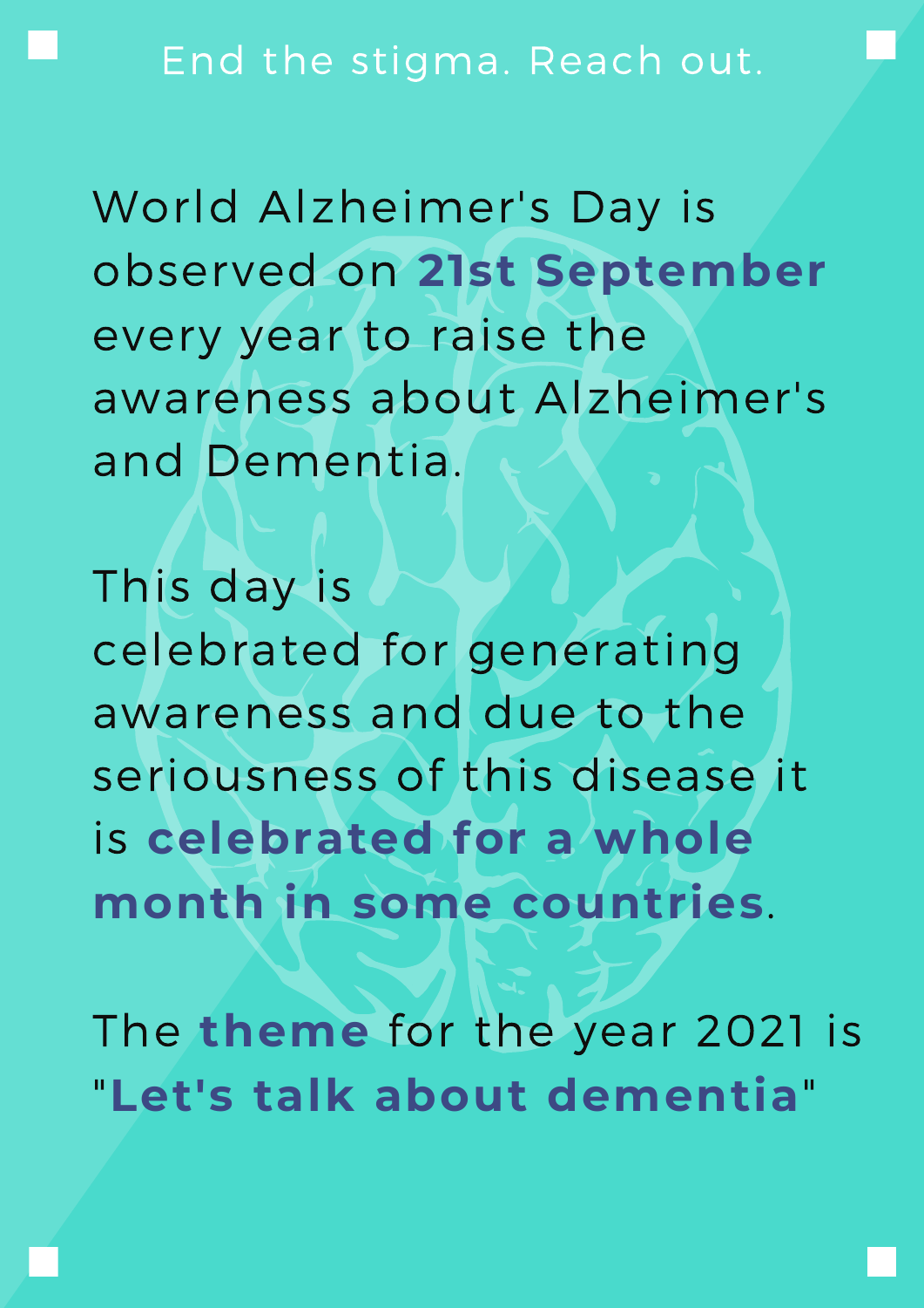End the stigma. Reach out.

World Alzheimer's Day is observed on **21st September** every year to raise the awareness about Alzheimer's and Dementia.

This day is celebrated for generating awareness and due to the seriousness of this disease it is **celebrated for a whole month in some countries**.

The **theme** for the year 2021 is "**Let's talk about dementia**"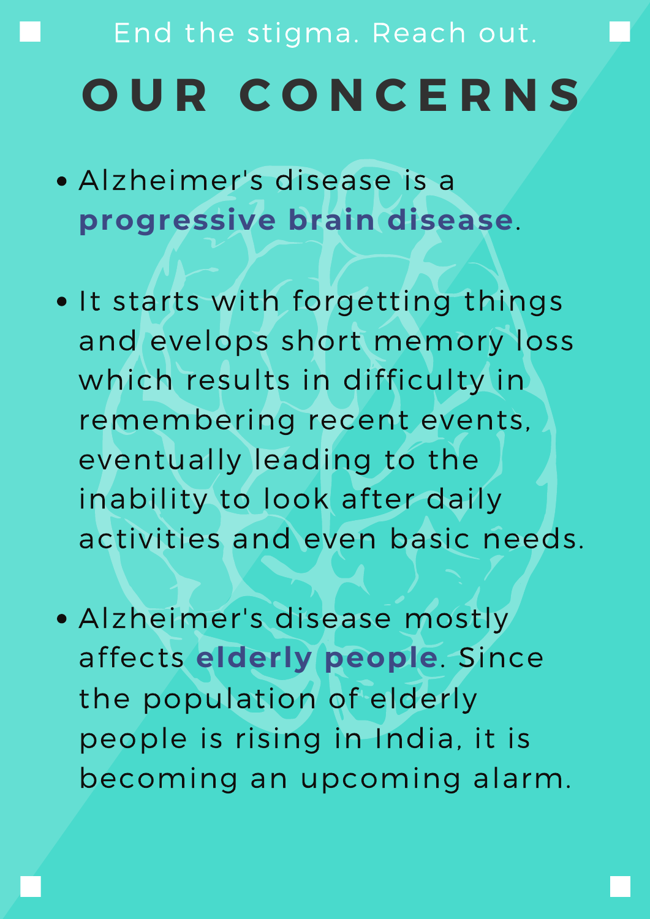End the stigma. Reach out.

# OUR CONCERNS

- Alzheimer's disease is a **progressive brain disease**.
- It starts with forgetting things and evelops short memory loss which results in difficulty in remembering recent events, eventually leading to the inability to look after daily activities and even basic needs.
- Alzheimer's disease mostly affects **elderly people**. Since the population of elderly people is rising in India, it is becoming an upcoming alarm.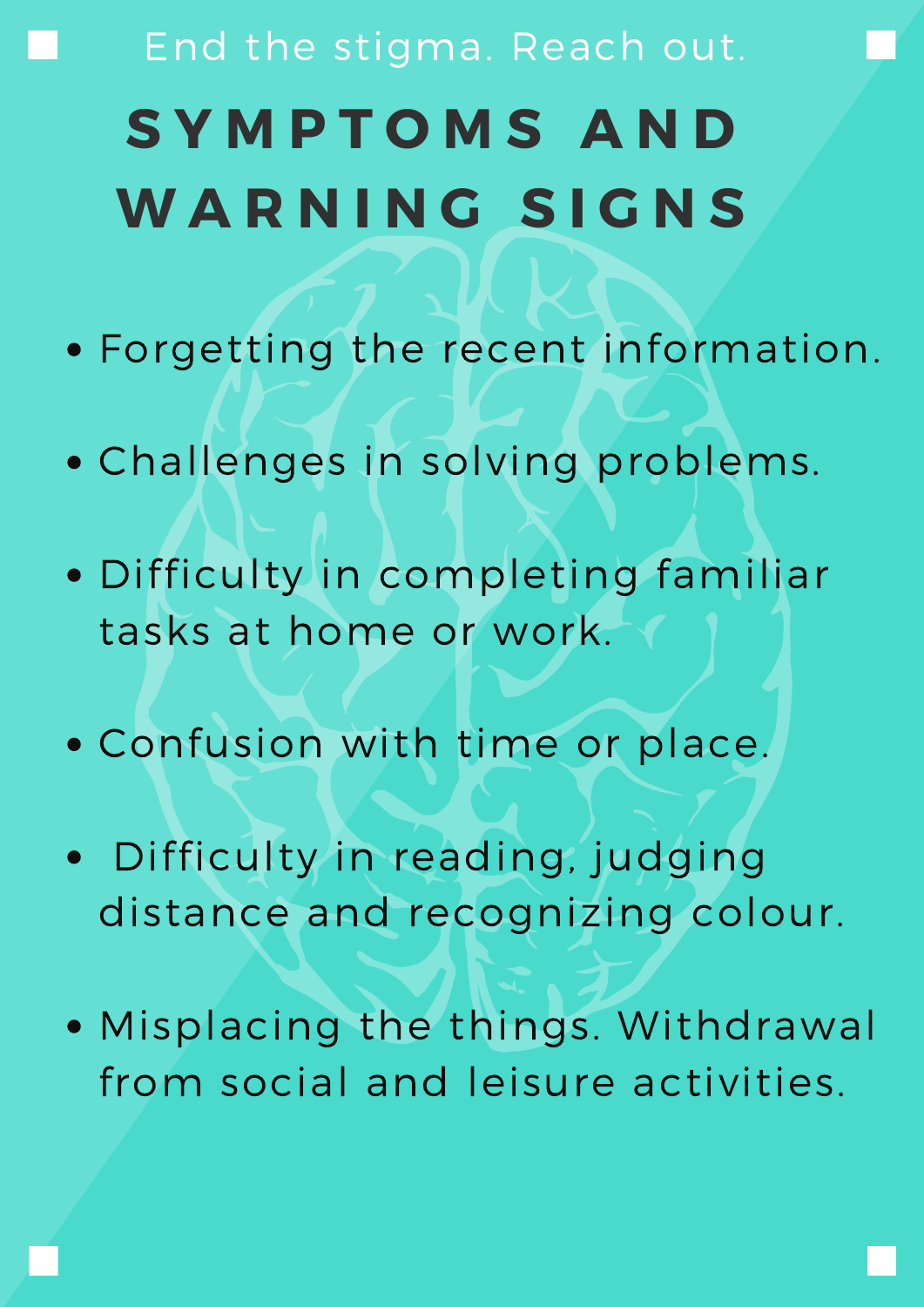End the stigma. Reach out.

# SYMPTOMS AND WARNING SIGNS

- Forgetting the recent information.
- Challenges in solving problems.
- Difficulty in completing familiar tasks at home or work.
- Confusion with time or place.
- Difficulty in reading, judging distance and recognizing colour.
- Misplacing the things. Withdrawal from social and leisure activities.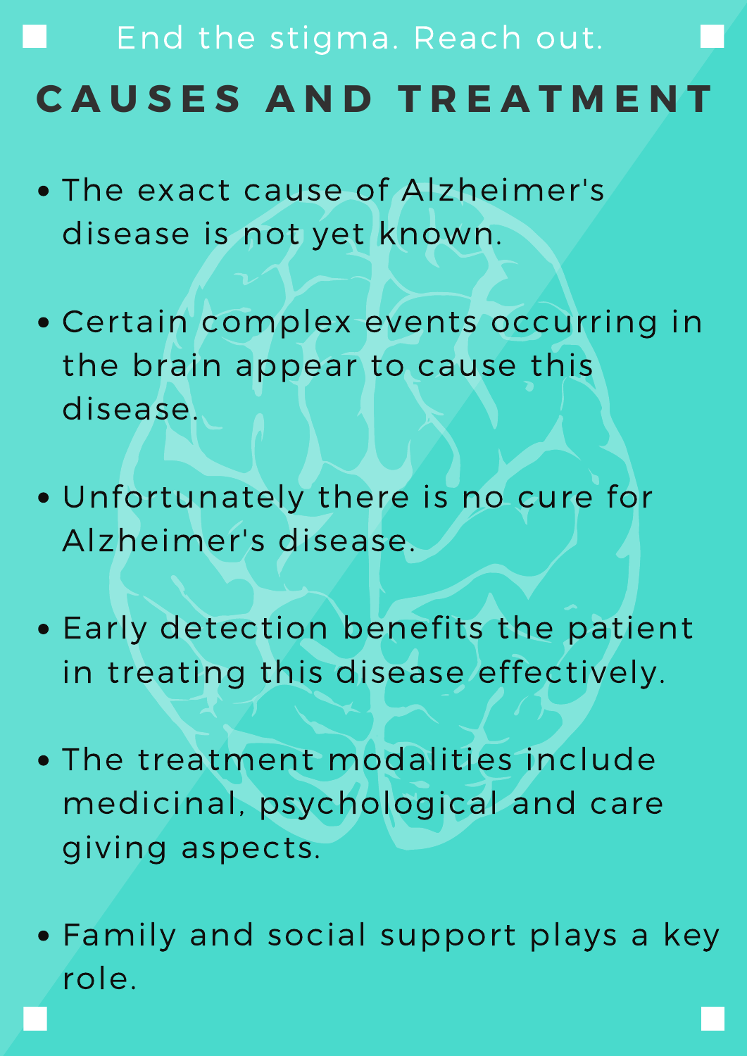End the stigma. Reach out.

# CAUSES AND TREATMENT

- The exact cause of Alzheimer's disease is not yet known.
- Certain complex events occurring in the brain appear to cause this disease.
- Unfortunately there is no cure for Alzheimer's disease.
- Early detection benefits the patient in treating this disease effectively.
- The treatment modalities include medicinal, psychological and care giving aspects.
- Family and social support plays a key role.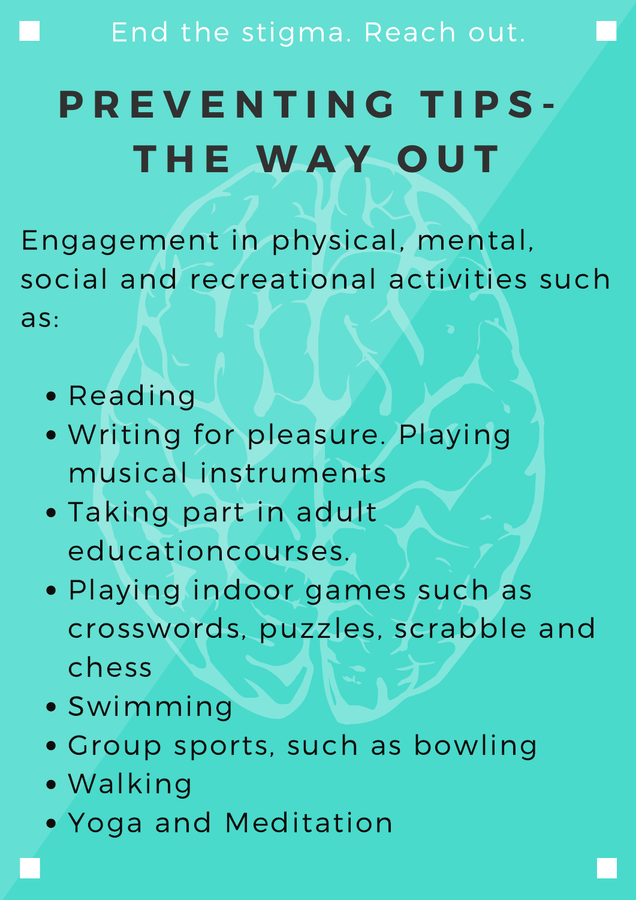End the stigma. Reach out.

# PREVENTING TIPS- THE WAY OUT

Engagement in physical, mental, social and recreational activities such as:

- Reading
- Writing for pleasure. Playing musical instruments
- Taking part in adult educationcourses.
- Playing indoor games such as crosswords, puzzles, scrabble and chess
- Swimming
- Group sports, such as bowling
- Walking
- Yoga and Meditation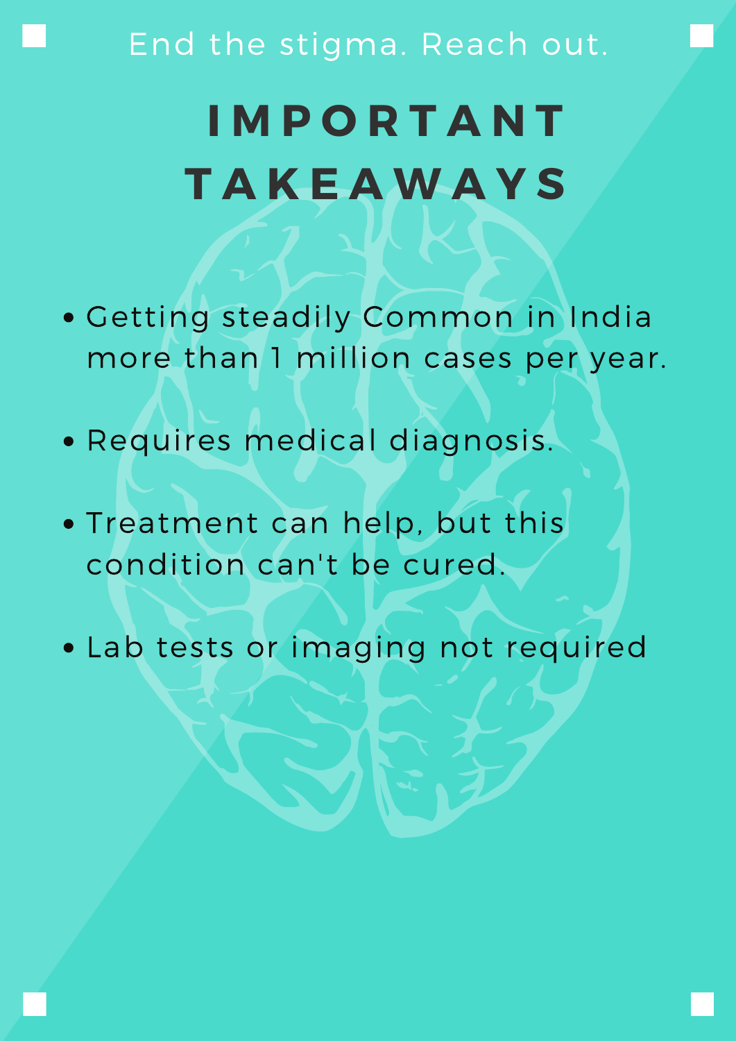End the stigma. Reach out.

# IMPORTANT TAKEAWAYS

- Getting steadily Common in India more than 1 million cases per year.
- Requires medical diagnosis.
- Treatment can help, but this condition can't be cured.
- Lab tests or imaging not required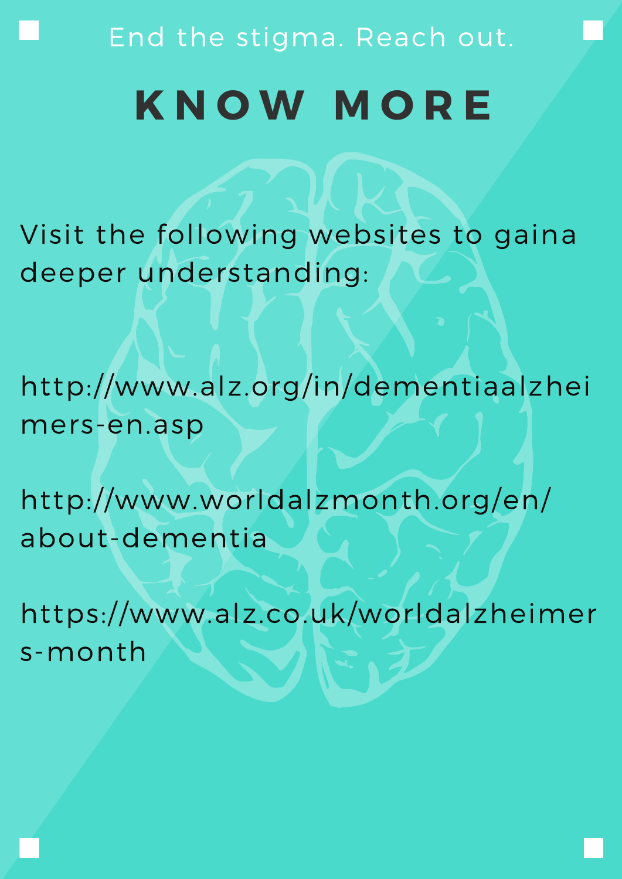End the stigma. Reach out.

# KNOW MORE

Visit the following websites to gaina deeper understanding:

http://www.alz.org/in/dementiaalzheimers-en.asp

http://www.worldalzmonth.org/en/about-dementia

https://www.alz.co.uk/worldalzheimers-month